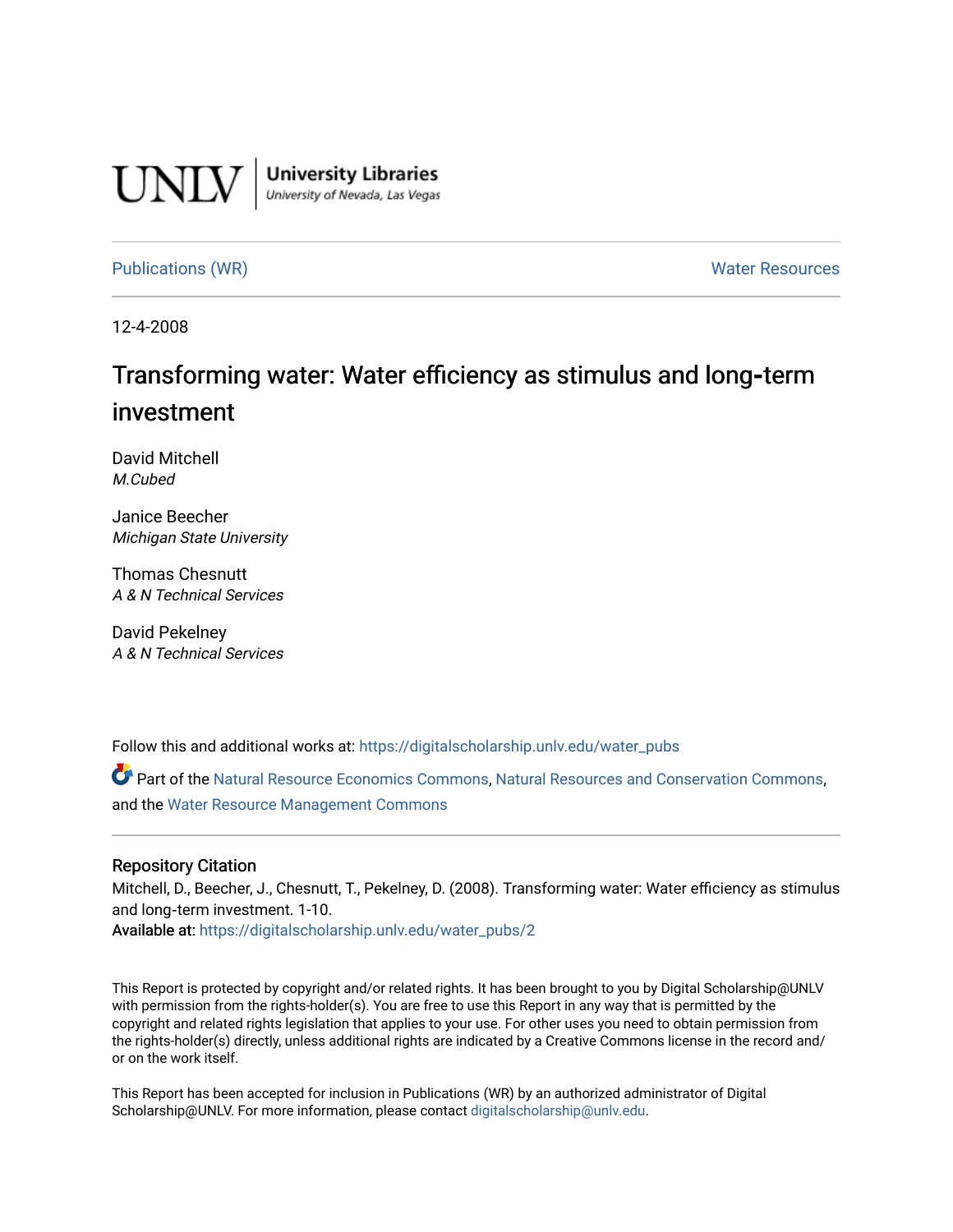UNLV | University Libraries
University of Nevada, Las Vegas

Publications (WR) | Water Resources

12-4-2008

# Transforming water: Water efficiency as stimulus and long-term investment

David Mitchell
*M.Cubed*

Janice Beecher
*Michigan State University*

Thomas Chesnutt
*A & N Technical Services*

David Pekelney
*A & N Technical Services*

Follow this and additional works at: https://digitalscholarship.unlv.edu/water_pubs

Part of the Natural Resource Economics Commons, Natural Resources and Conservation Commons, and the Water Resource Management Commons

## Repository Citation

Mitchell, D., Beecher, J., Chesnutt, T., Pekelney, D. (2008). Transforming water: Water efficiency as stimulus and long-term investment. 1-10.
Available at: https://digitalscholarship.unlv.edu/water_pubs/2

This Report is protected by copyright and/or related rights. It has been brought to you by Digital Scholarship@UNLV with permission from the rights-holder(s). You are free to use this Report in any way that is permitted by the copyright and related rights legislation that applies to your use. For other uses you need to obtain permission from the rights-holder(s) directly, unless additional rights are indicated by a Creative Commons license in the record and/or on the work itself.

This Report has been accepted for inclusion in Publications (WR) by an authorized administrator of Digital Scholarship@UNLV. For more information, please contact digitalscholarship@unlv.edu.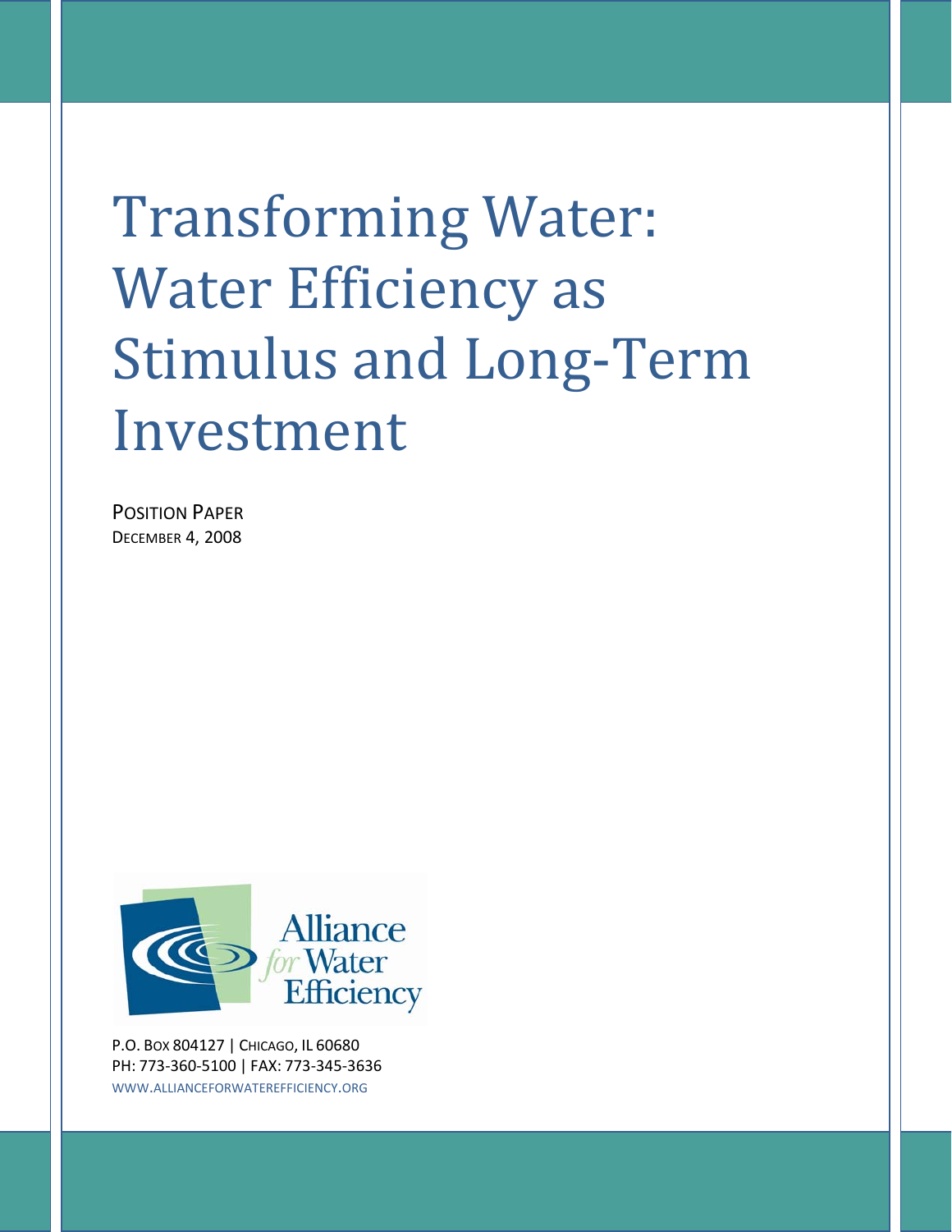# Transforming Water: Water Efficiency as Stimulus and Long-Term Investment

POSITION PAPER

DECEMBER 4, 2008

Alliance *for* Water Efficiency

P.O. BOX 804127 | CHICAGO, IL 60680

PH: 773-360-5100 | FAX: 773-345-3636

WWW.ALLIANCEFORWATEREFFICIENCY.ORG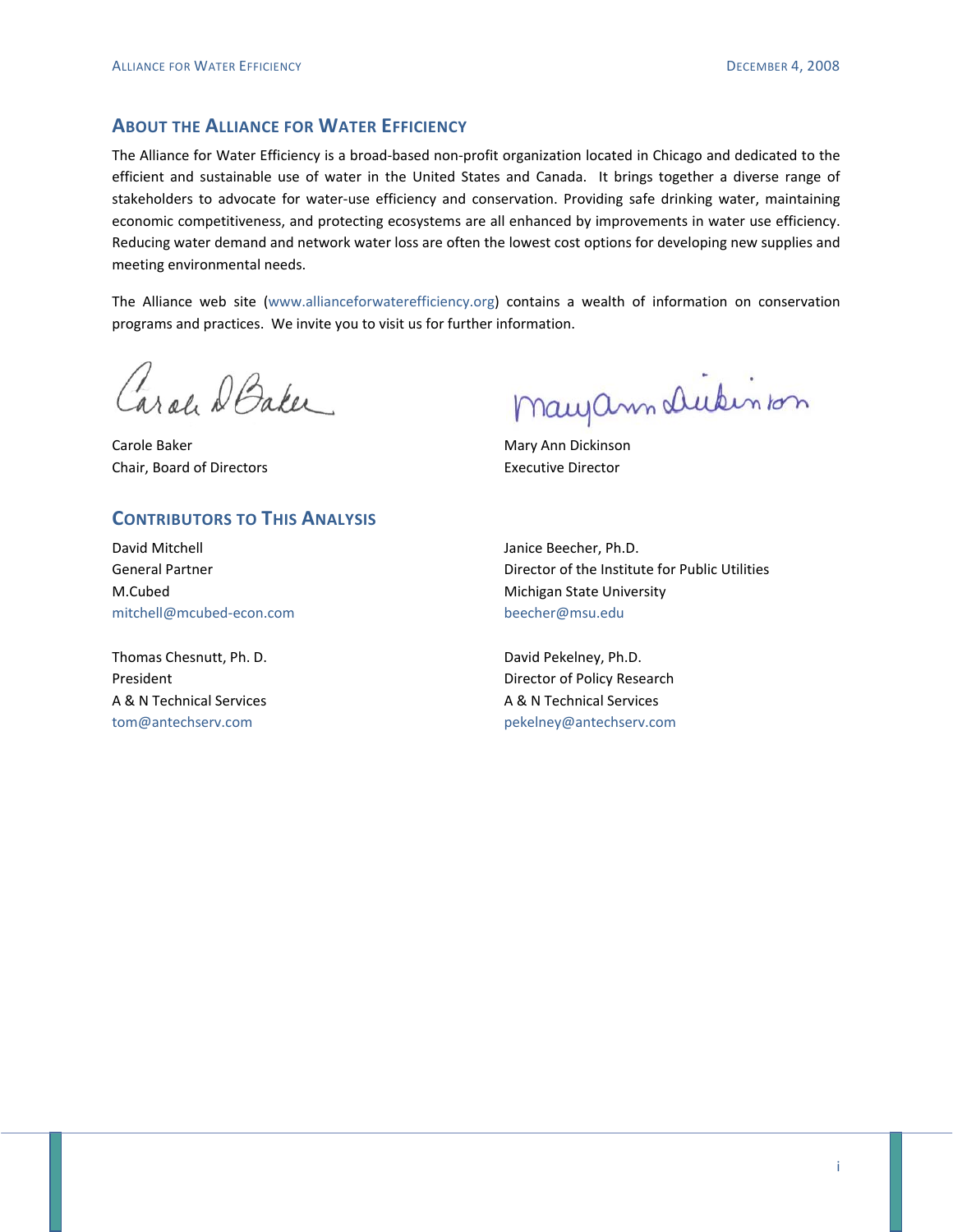## About the Alliance for Water Efficiency

The Alliance for Water Efficiency is a broad-based non-profit organization located in Chicago and dedicated to the efficient and sustainable use of water in the United States and Canada. It brings together a diverse range of stakeholders to advocate for water-use efficiency and conservation. Providing safe drinking water, maintaining economic competitiveness, and protecting ecosystems are all enhanced by improvements in water use efficiency. Reducing water demand and network water loss are often the lowest cost options for developing new supplies and meeting environmental needs.

The Alliance web site (www.allianceforwaterefficiency.org) contains a wealth of information on conservation programs and practices. We invite you to visit us for further information.

Carole Baker
Chair, Board of Directors

Mary Ann Dickinson
Executive Director

## Contributors to This Analysis

David Mitchell
General Partner
M.Cubed
mitchell@mcubed-econ.com

Janice Beecher, Ph.D.
Director of the Institute for Public Utilities
Michigan State University
beecher@msu.edu

Thomas Chesnutt, Ph. D.
President
A & N Technical Services
tom@antechserv.com

David Pekelney, Ph.D.
Director of Policy Research
A & N Technical Services
pekelney@antechserv.com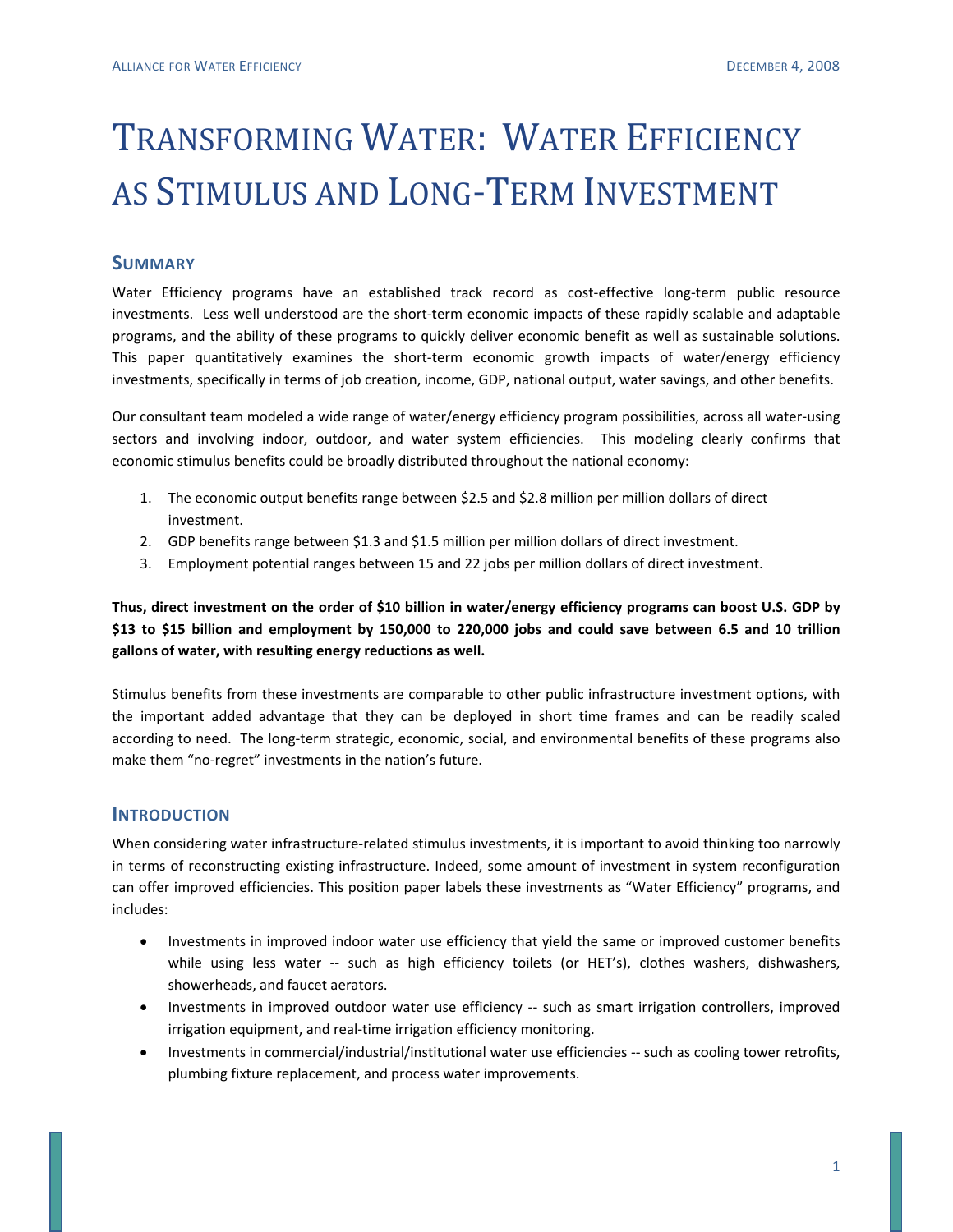# Transforming Water: Water Efficiency as Stimulus and Long-Term Investment

## Summary

Water Efficiency programs have an established track record as cost-effective long-term public resource investments. Less well understood are the short-term economic impacts of these rapidly scalable and adaptable programs, and the ability of these programs to quickly deliver economic benefit as well as sustainable solutions. This paper quantitatively examines the short-term economic growth impacts of water/energy efficiency investments, specifically in terms of job creation, income, GDP, national output, water savings, and other benefits.

Our consultant team modeled a wide range of water/energy efficiency program possibilities, across all water-using sectors and involving indoor, outdoor, and water system efficiencies. This modeling clearly confirms that economic stimulus benefits could be broadly distributed throughout the national economy:

1. The economic output benefits range between $2.5 and $2.8 million per million dollars of direct investment.
2. GDP benefits range between $1.3 and $1.5 million per million dollars of direct investment.
3. Employment potential ranges between 15 and 22 jobs per million dollars of direct investment.

**Thus, direct investment on the order of $10 billion in water/energy efficiency programs can boost U.S. GDP by $13 to $15 billion and employment by 150,000 to 220,000 jobs and could save between 6.5 and 10 trillion gallons of water, with resulting energy reductions as well.**

Stimulus benefits from these investments are comparable to other public infrastructure investment options, with the important added advantage that they can be deployed in short time frames and can be readily scaled according to need. The long-term strategic, economic, social, and environmental benefits of these programs also make them "no-regret" investments in the nation's future.

## Introduction

When considering water infrastructure-related stimulus investments, it is important to avoid thinking too narrowly in terms of reconstructing existing infrastructure. Indeed, some amount of investment in system reconfiguration can offer improved efficiencies. This position paper labels these investments as "Water Efficiency" programs, and includes:

- Investments in improved indoor water use efficiency that yield the same or improved customer benefits while using less water -- such as high efficiency toilets (or HET's), clothes washers, dishwashers, showerheads, and faucet aerators.
- Investments in improved outdoor water use efficiency -- such as smart irrigation controllers, improved irrigation equipment, and real-time irrigation efficiency monitoring.
- Investments in commercial/industrial/institutional water use efficiencies -- such as cooling tower retrofits, plumbing fixture replacement, and process water improvements.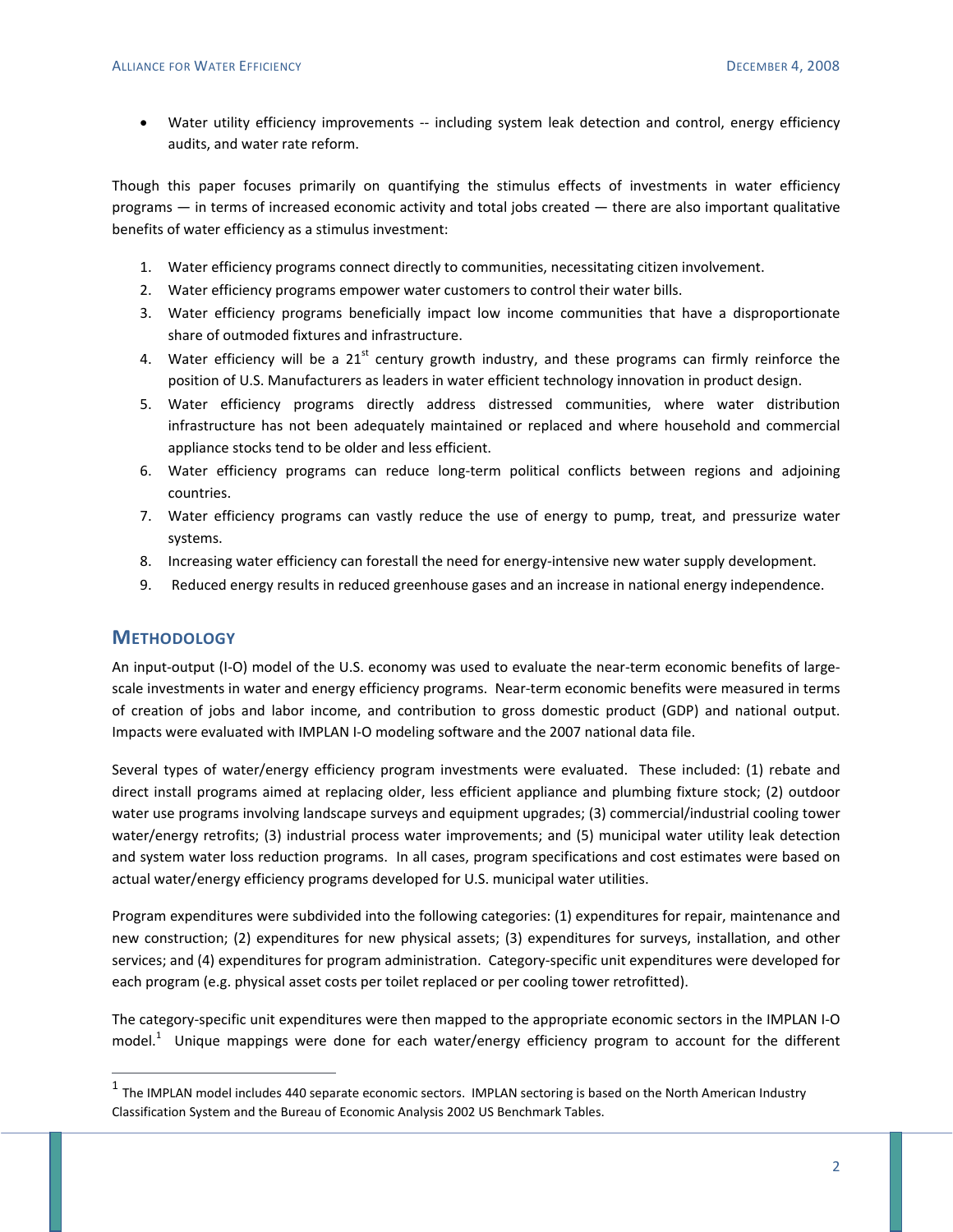- Water utility efficiency improvements -- including system leak detection and control, energy efficiency audits, and water rate reform.

Though this paper focuses primarily on quantifying the stimulus effects of investments in water efficiency programs — in terms of increased economic activity and total jobs created — there are also important qualitative benefits of water efficiency as a stimulus investment:

1. Water efficiency programs connect directly to communities, necessitating citizen involvement.
2. Water efficiency programs empower water customers to control their water bills.
3. Water efficiency programs beneficially impact low income communities that have a disproportionate share of outmoded fixtures and infrastructure.
4. Water efficiency will be a 21st century growth industry, and these programs can firmly reinforce the position of U.S. Manufacturers as leaders in water efficient technology innovation in product design.
5. Water efficiency programs directly address distressed communities, where water distribution infrastructure has not been adequately maintained or replaced and where household and commercial appliance stocks tend to be older and less efficient.
6. Water efficiency programs can reduce long-term political conflicts between regions and adjoining countries.
7. Water efficiency programs can vastly reduce the use of energy to pump, treat, and pressurize water systems.
8. Increasing water efficiency can forestall the need for energy-intensive new water supply development.
9. Reduced energy results in reduced greenhouse gases and an increase in national energy independence.

## Methodology

An input-output (I-O) model of the U.S. economy was used to evaluate the near-term economic benefits of large-scale investments in water and energy efficiency programs. Near-term economic benefits were measured in terms of creation of jobs and labor income, and contribution to gross domestic product (GDP) and national output. Impacts were evaluated with IMPLAN I-O modeling software and the 2007 national data file.

Several types of water/energy efficiency program investments were evaluated. These included: (1) rebate and direct install programs aimed at replacing older, less efficient appliance and plumbing fixture stock; (2) outdoor water use programs involving landscape surveys and equipment upgrades; (3) commercial/industrial cooling tower water/energy retrofits; (3) industrial process water improvements; and (5) municipal water utility leak detection and system water loss reduction programs. In all cases, program specifications and cost estimates were based on actual water/energy efficiency programs developed for U.S. municipal water utilities.

Program expenditures were subdivided into the following categories: (1) expenditures for repair, maintenance and new construction; (2) expenditures for new physical assets; (3) expenditures for surveys, installation, and other services; and (4) expenditures for program administration. Category-specific unit expenditures were developed for each program (e.g. physical asset costs per toilet replaced or per cooling tower retrofitted).

The category-specific unit expenditures were then mapped to the appropriate economic sectors in the IMPLAN I-O model.[1] Unique mappings were done for each water/energy efficiency program to account for the different

[1] The IMPLAN model includes 440 separate economic sectors. IMPLAN sectoring is based on the North American Industry Classification System and the Bureau of Economic Analysis 2002 US Benchmark Tables.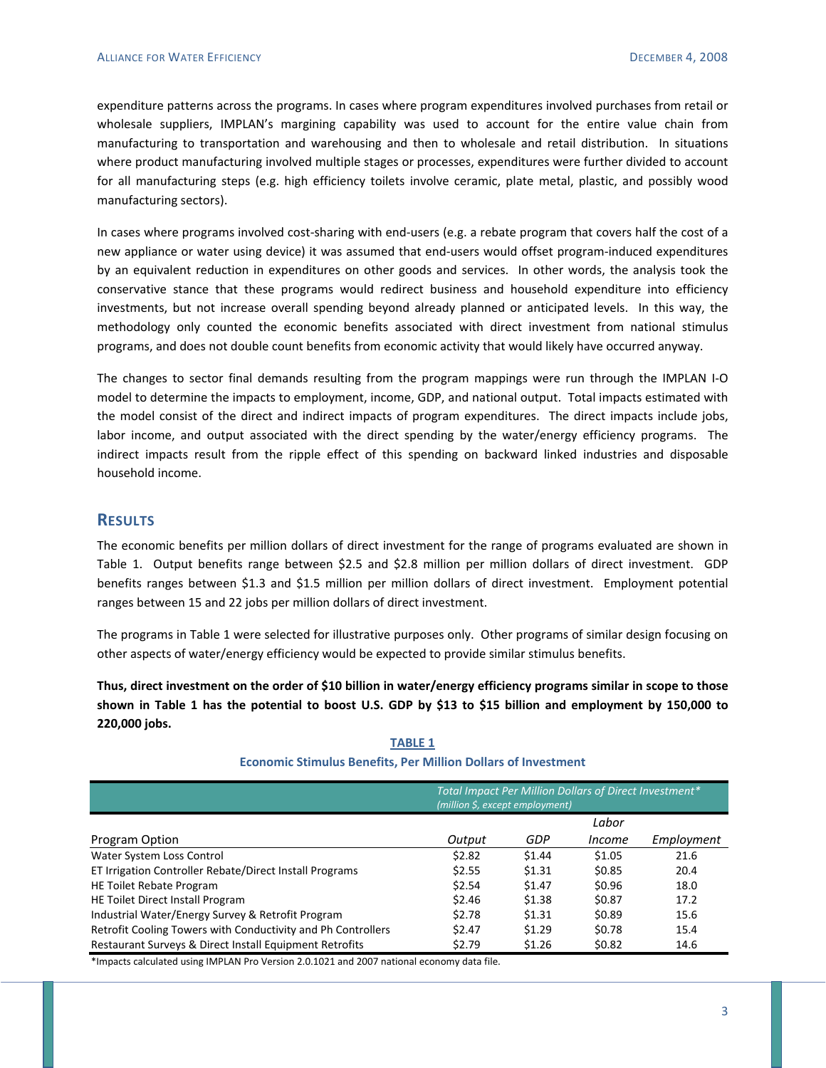expenditure patterns across the programs. In cases where program expenditures involved purchases from retail or wholesale suppliers, IMPLAN's margining capability was used to account for the entire value chain from manufacturing to transportation and warehousing and then to wholesale and retail distribution. In situations where product manufacturing involved multiple stages or processes, expenditures were further divided to account for all manufacturing steps (e.g. high efficiency toilets involve ceramic, plate metal, plastic, and possibly wood manufacturing sectors).

In cases where programs involved cost-sharing with end-users (e.g. a rebate program that covers half the cost of a new appliance or water using device) it was assumed that end-users would offset program-induced expenditures by an equivalent reduction in expenditures on other goods and services. In other words, the analysis took the conservative stance that these programs would redirect business and household expenditure into efficiency investments, but not increase overall spending beyond already planned or anticipated levels. In this way, the methodology only counted the economic benefits associated with direct investment from national stimulus programs, and does not double count benefits from economic activity that would likely have occurred anyway.

The changes to sector final demands resulting from the program mappings were run through the IMPLAN I-O model to determine the impacts to employment, income, GDP, and national output. Total impacts estimated with the model consist of the direct and indirect impacts of program expenditures. The direct impacts include jobs, labor income, and output associated with the direct spending by the water/energy efficiency programs. The indirect impacts result from the ripple effect of this spending on backward linked industries and disposable household income.

## Results

The economic benefits per million dollars of direct investment for the range of programs evaluated are shown in Table 1. Output benefits range between $2.5 and $2.8 million per million dollars of direct investment. GDP benefits ranges between $1.3 and $1.5 million per million dollars of direct investment. Employment potential ranges between 15 and 22 jobs per million dollars of direct investment.

The programs in Table 1 were selected for illustrative purposes only. Other programs of similar design focusing on other aspects of water/energy efficiency would be expected to provide similar stimulus benefits.

**Thus, direct investment on the order of $10 billion in water/energy efficiency programs similar in scope to those shown in Table 1 has the potential to boost U.S. GDP by $13 to $15 billion and employment by 150,000 to 220,000 jobs.**

**TABLE 1**

**Economic Stimulus Benefits, Per Million Dollars of Investment**

| | *Total Impact Per Million Dollars of Direct Investment\* (million $, except employment)* | | | |
|---|---|---|---|---|
| Program Option | *Output* | *GDP* | *Labor Income* | *Employment* |
| Water System Loss Control | $2.82 | $1.44 | $1.05 | 21.6 |
| ET Irrigation Controller Rebate/Direct Install Programs | $2.55 | $1.31 | $0.85 | 20.4 |
| HE Toilet Rebate Program | $2.54 | $1.47 | $0.96 | 18.0 |
| HE Toilet Direct Install Program | $2.46 | $1.38 | $0.87 | 17.2 |
| Industrial Water/Energy Survey & Retrofit Program | $2.78 | $1.31 | $0.89 | 15.6 |
| Retrofit Cooling Towers with Conductivity and Ph Controllers | $2.47 | $1.29 | $0.78 | 15.4 |
| Restaurant Surveys & Direct Install Equipment Retrofits | $2.79 | $1.26 | $0.82 | 14.6 |

*Impacts calculated using IMPLAN Pro Version 2.0.1021 and 2007 national economy data file.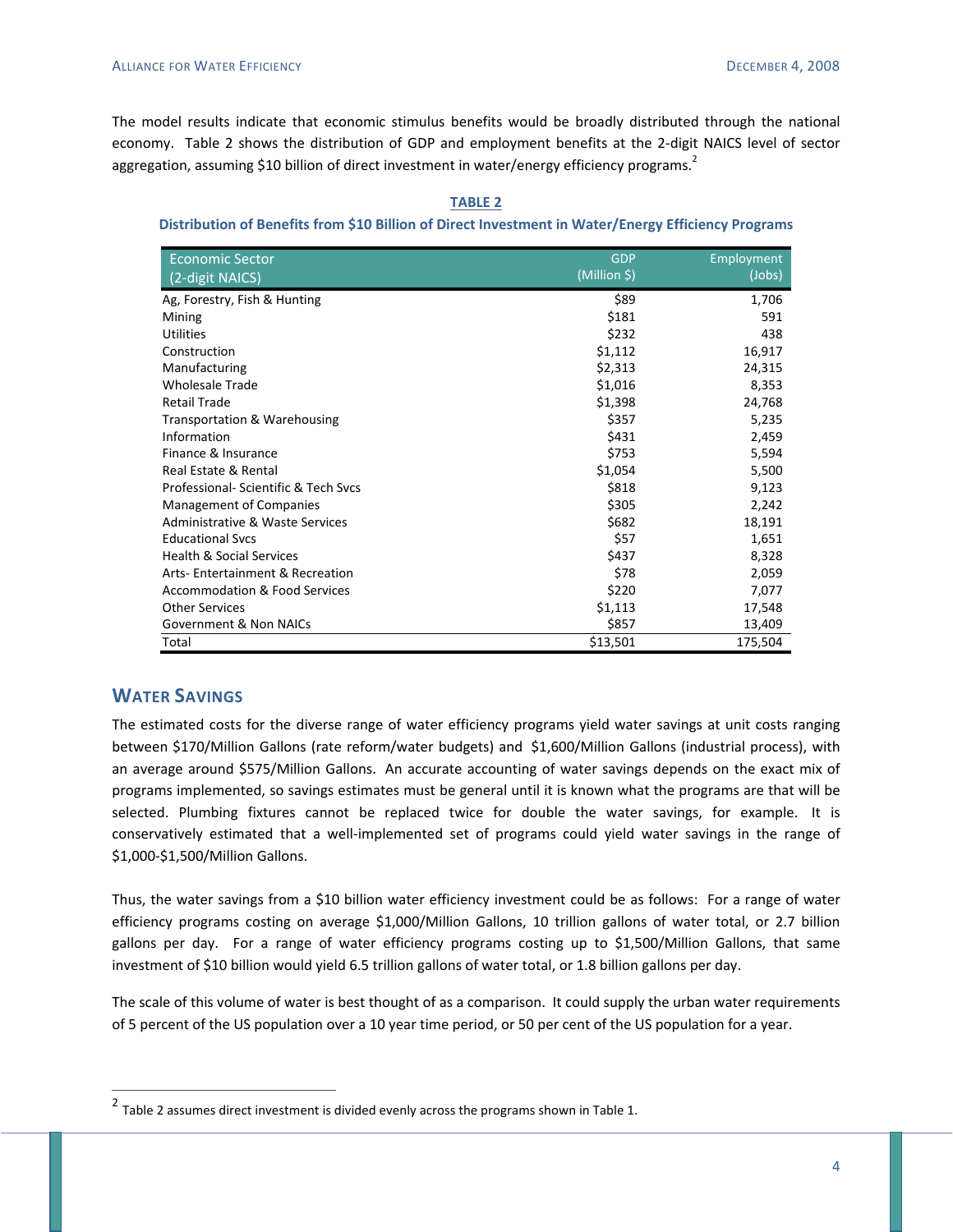The model results indicate that economic stimulus benefits would be broadly distributed through the national economy. Table 2 shows the distribution of GDP and employment benefits at the 2-digit NAICS level of sector aggregation, assuming $10 billion of direct investment in water/energy efficiency programs.[2]

**TABLE 2**

**Distribution of Benefits from $10 Billion of Direct Investment in Water/Energy Efficiency Programs**

| Economic Sector (2-digit NAICS) | GDP (Million $) | Employment (Jobs) |
|---|---|---|
| Ag, Forestry, Fish & Hunting | $89 | 1,706 |
| Mining | $181 | 591 |
| Utilities | $232 | 438 |
| Construction | $1,112 | 16,917 |
| Manufacturing | $2,313 | 24,315 |
| Wholesale Trade | $1,016 | 8,353 |
| Retail Trade | $1,398 | 24,768 |
| Transportation & Warehousing | $357 | 5,235 |
| Information | $431 | 2,459 |
| Finance & Insurance | $753 | 5,594 |
| Real Estate & Rental | $1,054 | 5,500 |
| Professional- Scientific & Tech Svcs | $818 | 9,123 |
| Management of Companies | $305 | 2,242 |
| Administrative & Waste Services | $682 | 18,191 |
| Educational Svcs | $57 | 1,651 |
| Health & Social Services | $437 | 8,328 |
| Arts- Entertainment & Recreation | $78 | 2,059 |
| Accommodation & Food Services | $220 | 7,077 |
| Other Services | $1,113 | 17,548 |
| Government & Non NAICs | $857 | 13,409 |
| Total | $13,501 | 175,504 |

## WATER SAVINGS

The estimated costs for the diverse range of water efficiency programs yield water savings at unit costs ranging between $170/Million Gallons (rate reform/water budgets) and $1,600/Million Gallons (industrial process), with an average around $575/Million Gallons. An accurate accounting of water savings depends on the exact mix of programs implemented, so savings estimates must be general until it is known what the programs are that will be selected. Plumbing fixtures cannot be replaced twice for double the water savings, for example. It is conservatively estimated that a well-implemented set of programs could yield water savings in the range of $1,000-$1,500/Million Gallons.

Thus, the water savings from a $10 billion water efficiency investment could be as follows: For a range of water efficiency programs costing on average $1,000/Million Gallons, 10 trillion gallons of water total, or 2.7 billion gallons per day. For a range of water efficiency programs costing up to $1,500/Million Gallons, that same investment of $10 billion would yield 6.5 trillion gallons of water total, or 1.8 billion gallons per day.

The scale of this volume of water is best thought of as a comparison. It could supply the urban water requirements of 5 percent of the US population over a 10 year time period, or 50 per cent of the US population for a year.

---

[2] Table 2 assumes direct investment is divided evenly across the programs shown in Table 1.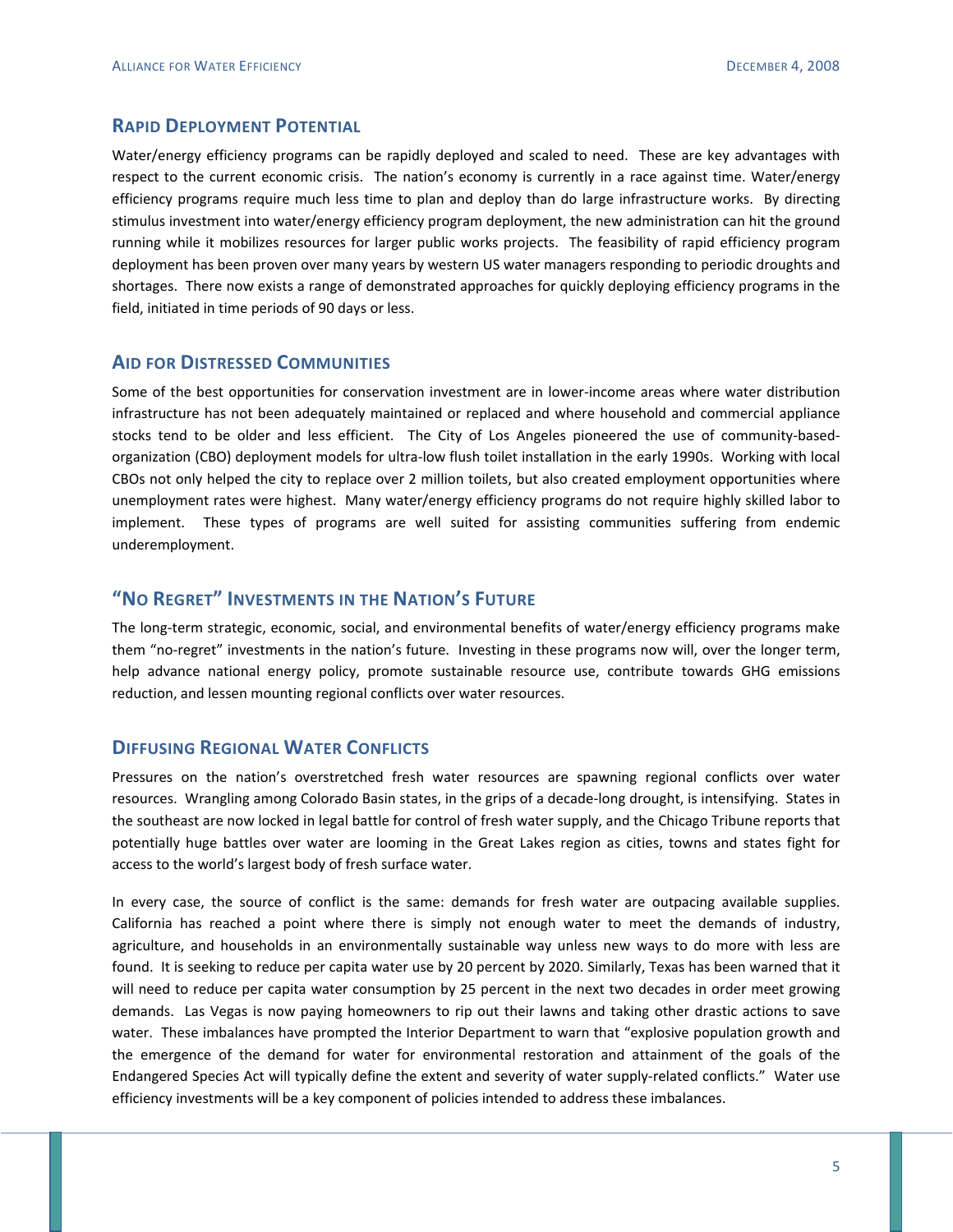## Rapid Deployment Potential

Water/energy efficiency programs can be rapidly deployed and scaled to need. These are key advantages with respect to the current economic crisis. The nation's economy is currently in a race against time. Water/energy efficiency programs require much less time to plan and deploy than do large infrastructure works. By directing stimulus investment into water/energy efficiency program deployment, the new administration can hit the ground running while it mobilizes resources for larger public works projects. The feasibility of rapid efficiency program deployment has been proven over many years by western US water managers responding to periodic droughts and shortages. There now exists a range of demonstrated approaches for quickly deploying efficiency programs in the field, initiated in time periods of 90 days or less.

## Aid for Distressed Communities

Some of the best opportunities for conservation investment are in lower-income areas where water distribution infrastructure has not been adequately maintained or replaced and where household and commercial appliance stocks tend to be older and less efficient. The City of Los Angeles pioneered the use of community-based-organization (CBO) deployment models for ultra-low flush toilet installation in the early 1990s. Working with local CBOs not only helped the city to replace over 2 million toilets, but also created employment opportunities where unemployment rates were highest. Many water/energy efficiency programs do not require highly skilled labor to implement. These types of programs are well suited for assisting communities suffering from endemic underemployment.

## "No Regret" Investments in the Nation's Future

The long-term strategic, economic, social, and environmental benefits of water/energy efficiency programs make them "no-regret" investments in the nation's future. Investing in these programs now will, over the longer term, help advance national energy policy, promote sustainable resource use, contribute towards GHG emissions reduction, and lessen mounting regional conflicts over water resources.

## Diffusing Regional Water Conflicts

Pressures on the nation's overstretched fresh water resources are spawning regional conflicts over water resources. Wrangling among Colorado Basin states, in the grips of a decade-long drought, is intensifying. States in the southeast are now locked in legal battle for control of fresh water supply, and the Chicago Tribune reports that potentially huge battles over water are looming in the Great Lakes region as cities, towns and states fight for access to the world's largest body of fresh surface water.

In every case, the source of conflict is the same: demands for fresh water are outpacing available supplies. California has reached a point where there is simply not enough water to meet the demands of industry, agriculture, and households in an environmentally sustainable way unless new ways to do more with less are found. It is seeking to reduce per capita water use by 20 percent by 2020. Similarly, Texas has been warned that it will need to reduce per capita water consumption by 25 percent in the next two decades in order meet growing demands. Las Vegas is now paying homeowners to rip out their lawns and taking other drastic actions to save water. These imbalances have prompted the Interior Department to warn that "explosive population growth and the emergence of the demand for water for environmental restoration and attainment of the goals of the Endangered Species Act will typically define the extent and severity of water supply-related conflicts." Water use efficiency investments will be a key component of policies intended to address these imbalances.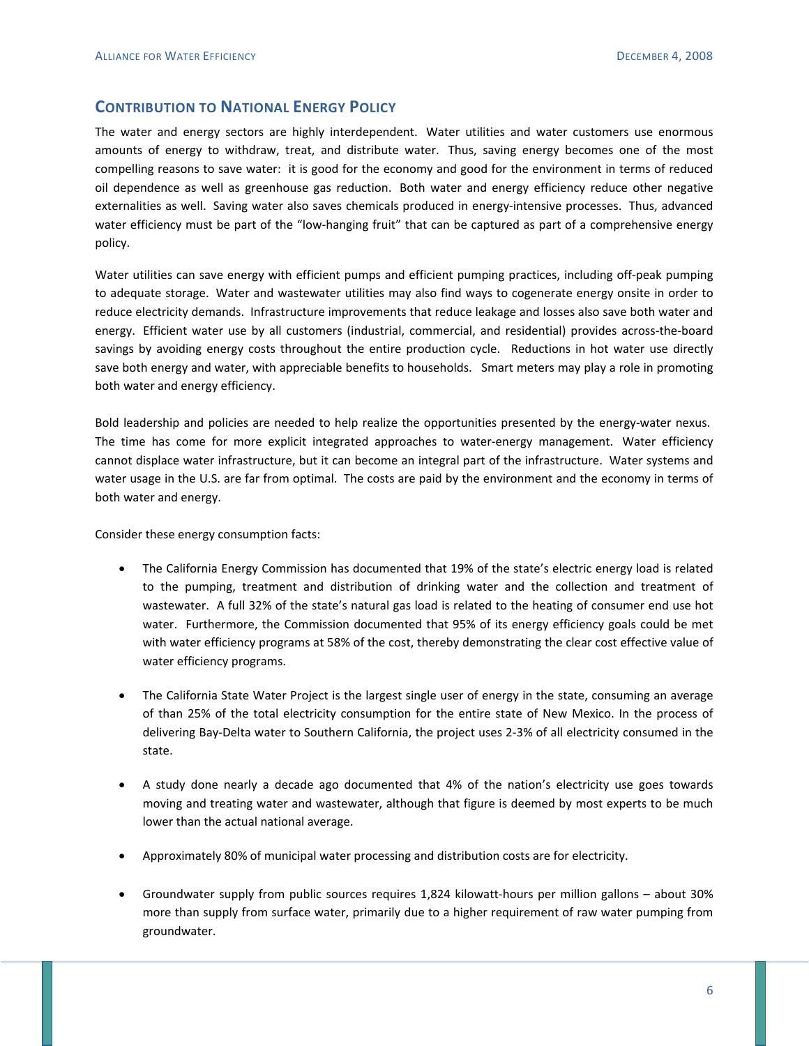## CONTRIBUTION TO NATIONAL ENERGY POLICY

The water and energy sectors are highly interdependent. Water utilities and water customers use enormous amounts of energy to withdraw, treat, and distribute water. Thus, saving energy becomes one of the most compelling reasons to save water: it is good for the economy and good for the environment in terms of reduced oil dependence as well as greenhouse gas reduction. Both water and energy efficiency reduce other negative externalities as well. Saving water also saves chemicals produced in energy-intensive processes. Thus, advanced water efficiency must be part of the "low-hanging fruit" that can be captured as part of a comprehensive energy policy.

Water utilities can save energy with efficient pumps and efficient pumping practices, including off-peak pumping to adequate storage. Water and wastewater utilities may also find ways to cogenerate energy onsite in order to reduce electricity demands. Infrastructure improvements that reduce leakage and losses also save both water and energy. Efficient water use by all customers (industrial, commercial, and residential) provides across-the-board savings by avoiding energy costs throughout the entire production cycle. Reductions in hot water use directly save both energy and water, with appreciable benefits to households. Smart meters may play a role in promoting both water and energy efficiency.

Bold leadership and policies are needed to help realize the opportunities presented by the energy-water nexus. The time has come for more explicit integrated approaches to water-energy management. Water efficiency cannot displace water infrastructure, but it can become an integral part of the infrastructure. Water systems and water usage in the U.S. are far from optimal. The costs are paid by the environment and the economy in terms of both water and energy.

Consider these energy consumption facts:

- The California Energy Commission has documented that 19% of the state's electric energy load is related to the pumping, treatment and distribution of drinking water and the collection and treatment of wastewater. A full 32% of the state's natural gas load is related to the heating of consumer end use hot water. Furthermore, the Commission documented that 95% of its energy efficiency goals could be met with water efficiency programs at 58% of the cost, thereby demonstrating the clear cost effective value of water efficiency programs.

- The California State Water Project is the largest single user of energy in the state, consuming an average of than 25% of the total electricity consumption for the entire state of New Mexico. In the process of delivering Bay-Delta water to Southern California, the project uses 2-3% of all electricity consumed in the state.

- A study done nearly a decade ago documented that 4% of the nation's electricity use goes towards moving and treating water and wastewater, although that figure is deemed by most experts to be much lower than the actual national average.

- Approximately 80% of municipal water processing and distribution costs are for electricity.

- Groundwater supply from public sources requires 1,824 kilowatt-hours per million gallons – about 30% more than supply from surface water, primarily due to a higher requirement of raw water pumping from groundwater.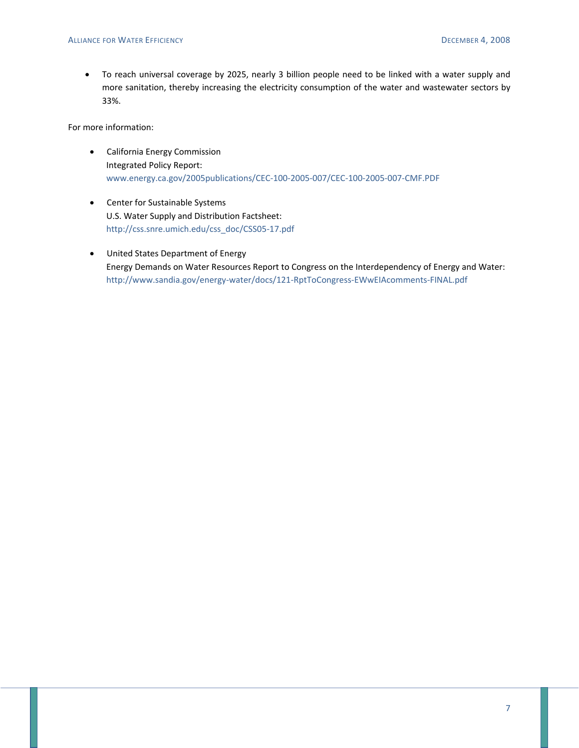- To reach universal coverage by 2025, nearly 3 billion people need to be linked with a water supply and more sanitation, thereby increasing the electricity consumption of the water and wastewater sectors by 33%.

For more information:

- California Energy Commission
  Integrated Policy Report:
  www.energy.ca.gov/2005publications/CEC-100-2005-007/CEC-100-2005-007-CMF.PDF

- Center for Sustainable Systems
  U.S. Water Supply and Distribution Factsheet:
  http://css.snre.umich.edu/css_doc/CSS05-17.pdf

- United States Department of Energy
  Energy Demands on Water Resources Report to Congress on the Interdependency of Energy and Water:
  http://www.sandia.gov/energy-water/docs/121-RptToCongress-EWwEIAcomments-FINAL.pdf